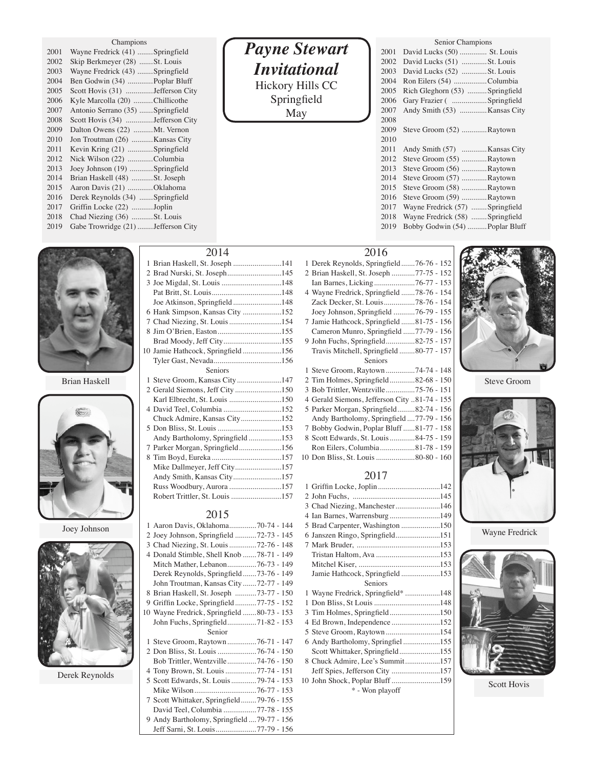# *Payne Stewart Invitational*

Hickory Hills CC
Springfield
May

### Champions

| Year | Champion | City |
|---|---|---|
| 2001 | Wayne Fredrick (41) | Springfield |
| 2002 | Skip Berkmeyer (28) | St. Louis |
| 2003 | Wayne Fredrick (43) | Springfield |
| 2004 | Ben Godwin (34) | Poplar Bluff |
| 2005 | Scott Hovis (31) | Jefferson City |
| 2006 | Kyle Marcolla (20) | Chillicothe |
| 2007 | Antonio Serrano (35) | Springfield |
| 2008 | Scott Hovis (34) | Jefferson City |
| 2009 | Dalton Owens (22) | Mt. Vernon |
| 2010 | Jon Troutman (26) | Kansas City |
| 2011 | Kevin Kring (21) | Springfield |
| 2012 | Nick Wilson (22) | Columbia |
| 2013 | Joey Johnson (19) | Springfield |
| 2014 | Brian Haskell (48) | St. Joseph |
| 2015 | Aaron Davis (21) | Oklahoma |
| 2016 | Derek Reynolds (34) | Springfield |
| 2017 | Griffin Locke (22) | Joplin |
| 2018 | Chad Niezing (36) | St. Louis |
| 2019 | Gabe Trowridge (21) | Jefferson City |

### Senior Champions

| Year | Champion | City |
|---|---|---|
| 2001 | David Lucks (50) | St. Louis |
| 2002 | David Lucks (51) | St. Louis |
| 2003 | David Lucks (52) | St. Louis |
| 2004 | Ron Eilers (54) | Columbia |
| 2005 | Rich Gleghorn (53) | Springfield |
| 2006 | Gary Frazier ( | Springfield |
| 2007 | Andy Smith (53) | Kansas City |
| 2008 | | |
| 2009 | Steve Groom (52) | Raytown |
| 2010 | | |
| 2011 | Andy Smith (57) | Kansas City |
| 2012 | Steve Groom (55) | Raytown |
| 2013 | Steve Groom (56) | Raytown |
| 2014 | Steve Groom (57) | Raytown |
| 2015 | Steve Groom (58) | Raytown |
| 2016 | Steve Groom (59) | Raytown |
| 2017 | Wayne Fredrick (57) | Springfield |
| 2018 | Wayne Fredrick (58) | Springfield |
| 2019 | Bobby Godwin (54) | Poplar Bluff |

Brian Haskell

Joey Johnson

Derek Reynolds

Steve Groom

Wayne Fredrick

Scott Hovis

## 2014

1 Brian Haskell, St. Joseph ....141
2 Brad Nurski, St. Joseph ....145
3 Joe Migdal, St. Louis ....148
Pat Britt, St. Louis ....148
Joe Atkinson, Springfield ....148
6 Hank Simpson, Kansas City ....152
7 Chad Niezing, St. Louis ....154
8 Jim O'Brien, Easton ....155
Brad Moody, Jeff City ....155
10 Jamie Hathcock, Springfield ....156
Tyler Gast, Nevada ....156

Seniors

1 Steve Groom, Kansas City ....147
2 Gerald Siemons, Jeff City ....150
Karl Elbrecht, St. Louis ....150
4 David Teel, Columbia ....152
Chuck Admire, Kansas City ....152
5 Don Bliss, St. Louis ....153
Andy Bartholomy, Springfield ....153
7 Parker Morgan, Springfield ....156
8 Tim Boyd, Eureka ....157
Mike Dallmeyer, Jeff City ....157
Andy Smith, Kansas City ....157
Russ Woodbury, Aurora ....157
Robert Trittler, St. Louis ....157

## 2015

1 Aaron Davis, Oklahoma ....70-74 - 144
2 Joey Johnson, Springfield ....72-73 - 145
3 Chad Niezing, St. Louis ....72-76 - 148
4 Donald Stimble, Shell Knob ....78-71 - 149
Mitch Mather, Lebanon ....76-73 - 149
Derek Reynolds, Springfield ....73-76 - 149
John Troutman, Kansas City ....72-77 - 149
8 Brian Haskell, St. Joseph ....73-77 - 150
9 Griffin Locke, Springfield ....77-75 - 152
10 Wayne Fredrick, Springfield ....80-73 - 153
John Fuchs, Springfield ....71-82 - 153

Senior

1 Steve Groom, Raytown ....76-71 - 147
2 Don Bliss, St. Louis ....76-74 - 150
Bob Trittler, Wentzville ....74-76 - 150
4 Tony Brown, St. Louis ....77-74 - 151
5 Scott Edwards, St. Louis ....79-74 - 153
Mike Wilson ....76-77 - 153
7 Scott Whittaker, Springfield ....79-76 - 155
David Teel, Columbia ....77-78 - 155
9 Andy Bartholomy, Springfield ....79-77 - 156
Jeff Sarni, St. Louis ....77-79 - 156

## 2016

1 Derek Reynolds, Springfield ....76-76 - 152
2 Brian Haskell, St. Joseph ....77-75 - 152
Ian Barnes, Licking ....76-77 - 153
4 Wayne Fredrick, Springfield ....78-76 - 154
Zack Decker, St. Louis ....78-76 - 154
Joey Johnson, Springfield ....76-79 - 155
7 Jamie Hathcock, Springfield ....81-75 - 156
Cameron Munro, Springfield ....77-79 - 156
9 John Fuchs, Springfield ....82-75 - 157
Travis Mitchell, Springfield ....80-77 - 157

Seniors

1 Steve Groom, Raytown ....74-74 - 148
2 Tim Holmes, Springfield ....82-68 - 150
3 Bob Trittler, Wentzville ....75-76 - 151
4 Gerald Siemons, Jefferson City ..81-74 - 155
5 Parker Morgan, Springfield ....82-74 - 156
Andy Bartholomy, Springfield ....77-79 - 156
7 Bobby Godwin, Poplar Bluff ....81-77 - 158
8 Scott Edwards, St. Louis ....84-75 - 159
Ron Eilers, Columbia ....81-78 - 159
10 Don Bliss, St. Louis ....80-80 - 160

## 2017

1 Griffin Locke, Joplin ....142
2 John Fuchs, ....145
3 Chad Niezing, Manchester ....146
4 Ian Barnes, Warrensburg ....149
5 Brad Carpenter, Washington ....150
6 Janszen Ringo, Springfield ....151
7 Mark Bruder, ....153
Tristan Haltom, Ava ....153
Mitchel Kiser, ....153
Jamie Hathcock, Springfield ....153

Seniors

1 Wayne Fredrick, Springfield* ....148
1 Don Bliss, St Louis ....148
3 Tim Holmes, Springfield ....150
4 Ed Brown, Independence ....152
5 Steve Groom, Raytown ....154
6 Andy Bartholomy, Springfiel ....155
Scott Whittaker, Springfield ....155
8 Chuck Admire, Lee's Summit ....157
Jeff Spies, Jefferson City ....157
10 John Shock, Poplar Bluff ....159

\* - Won playoff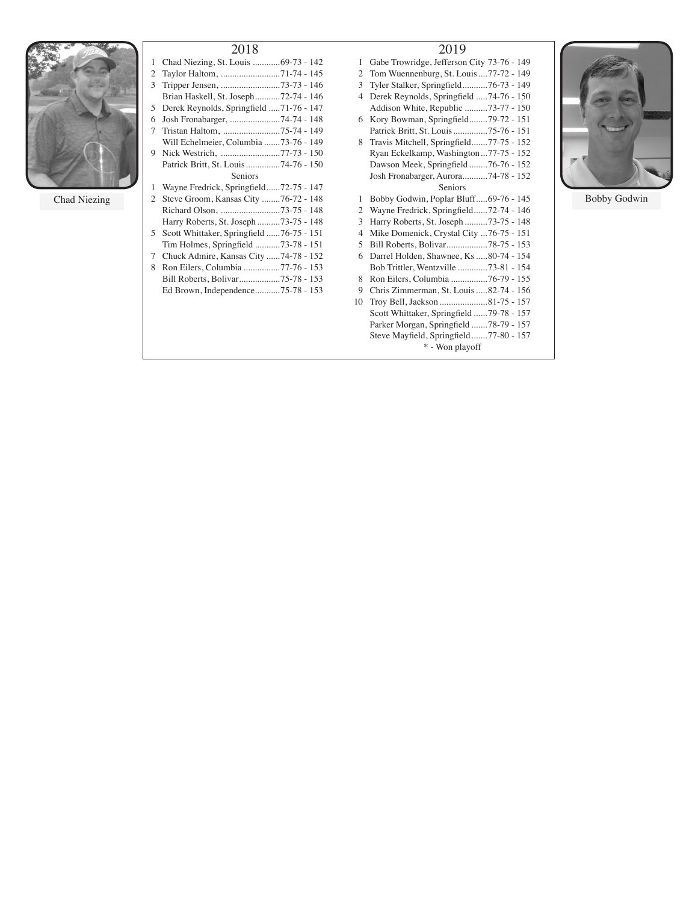Chad Niezing

## 2018

| | | |
|---|---|---|
| 1 | Chad Niezing, St. Louis | 69-73 - 142 |
| 2 | Taylor Haltom, | 71-74 - 145 |
| 3 | Tripper Jensen, | 73-73 - 146 |
| | Brian Haskell, St. Joseph | 72-74 - 146 |
| 5 | Derek Reynolds, Springfield | 71-76 - 147 |
| 6 | Josh Fronabarger, | 74-74 - 148 |
| 7 | Tristan Haltom, | 75-74 - 149 |
| | Will Echelmeier, Columbia | 73-76 - 149 |
| 9 | Nick Westrich, | 77-73 - 150 |
| | Patrick Britt, St. Louis | 74-76 - 150 |

Seniors

| | | |
|---|---|---|
| 1 | Wayne Fredrick, Springfield | 72-75 - 147 |
| 2 | Steve Groom, Kansas City | 76-72 - 148 |
| | Richard Olson, | 73-75 - 148 |
| | Harry Roberts, St. Joseph | 73-75 - 148 |
| 5 | Scott Whittaker, Springfield | 76-75 - 151 |
| | Tim Holmes, Springfield | 73-78 - 151 |
| 7 | Chuck Admire, Kansas City | 74-78 - 152 |
| 8 | Ron Eilers, Columbia | 77-76 - 153 |
| | Bill Roberts, Bolivar | 75-78 - 153 |
| | Ed Brown, Independence | 75-78 - 153 |

## 2019

| | | |
|---|---|---|
| 1 | Gabe Trowridge, Jefferson City | 73-76 - 149 |
| 2 | Tom Wuennenburg, St. Louis | 77-72 - 149 |
| 3 | Tyler Stalker, Springfield | 76-73 - 149 |
| 4 | Derek Reynolds, Springfield | 74-76 - 150 |
| | Addison White, Republic | 73-77 - 150 |
| 6 | Kory Bowman, Springfield | 79-72 - 151 |
| | Patrick Britt, St. Louis | 75-76 - 151 |
| 8 | Travis Mitchell, Springfield | 77-75 - 152 |
| | Ryan Eckelkamp, Washington | 77-75 - 152 |
| | Dawson Meek, Springfield | 76-76 - 152 |
| | Josh Fronabarger, Aurora | 74-78 - 152 |

Seniors

| | | |
|---|---|---|
| 1 | Bobby Godwin, Poplar Bluff | 69-76 - 145 |
| 2 | Wayne Fredrick, Springfield | 72-74 - 146 |
| 3 | Harry Roberts, St. Joseph | 73-75 - 148 |
| 4 | Mike Domenick, Crystal City | 76-75 - 151 |
| 5 | Bill Roberts, Bolivar | 78-75 - 153 |
| 6 | Darrel Holden, Shawnee, Ks | 80-74 - 154 |
| | Bob Trittler, Wentzville | 73-81 - 154 |
| 8 | Ron Eilers, Columbia | 76-79 - 155 |
| 9 | Chris Zimmerman, St. Louis | 82-74 - 156 |
| 10 | Troy Bell, Jackson | 81-75 - 157 |
| | Scott Whittaker, Springfield | 79-78 - 157 |
| | Parker Morgan, Springfield | 78-79 - 157 |
| | Steve Mayfield, Springfield | 77-80 - 157 |

* - Won playoff

Bobby Godwin